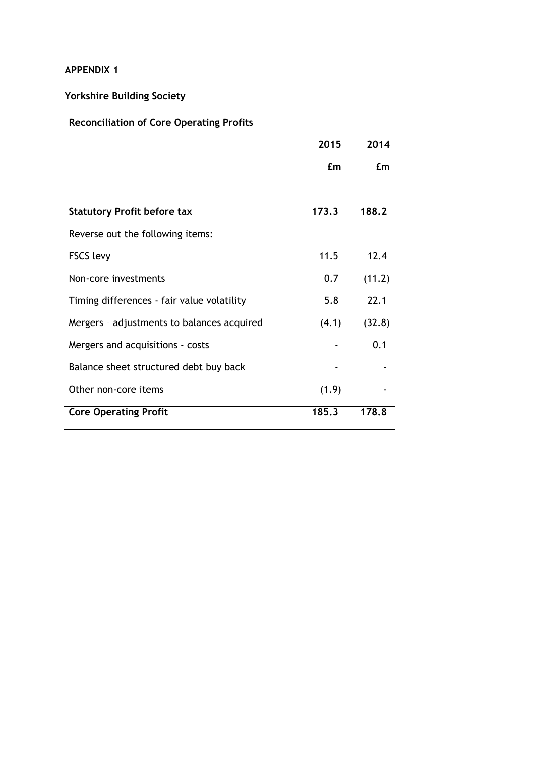**APPENDIX 1**

**Yorkshire Building Society**

**Reconciliation of Core Operating Profits**

| | 2015 | 2014 |
|---|---|---|
| | £m | £m |
| **Statutory Profit before tax** | **173.3** | **188.2** |
| Reverse out the following items: | | |
| FSCS levy | 11.5 | 12.4 |
| Non-core investments | 0.7 | (11.2) |
| Timing differences - fair value volatility | 5.8 | 22.1 |
| Mergers – adjustments to balances acquired | (4.1) | (32.8) |
| Mergers and acquisitions - costs | - | 0.1 |
| Balance sheet structured debt buy back | - | - |
| Other non-core items | (1.9) | - |
| **Core Operating Profit** | **185.3** | **178.8** |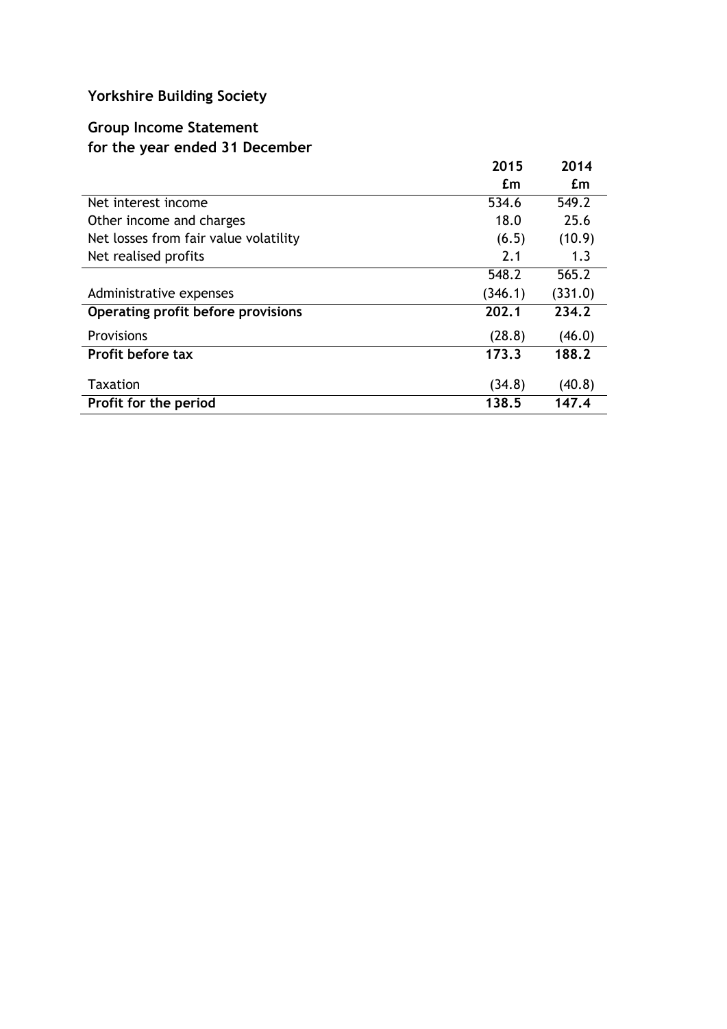# Yorkshire Building Society

## Group Income Statement
## for the year ended 31 December

| | 2015 | 2014 |
|---|---|---|
| | £m | £m |
| Net interest income | 534.6 | 549.2 |
| Other income and charges | 18.0 | 25.6 |
| Net losses from fair value volatility | (6.5) | (10.9) |
| Net realised profits | 2.1 | 1.3 |
| | 548.2 | 565.2 |
| Administrative expenses | (346.1) | (331.0) |
| **Operating profit before provisions** | **202.1** | **234.2** |
| Provisions | (28.8) | (46.0) |
| **Profit before tax** | **173.3** | **188.2** |
| Taxation | (34.8) | (40.8) |
| **Profit for the period** | **138.5** | **147.4** |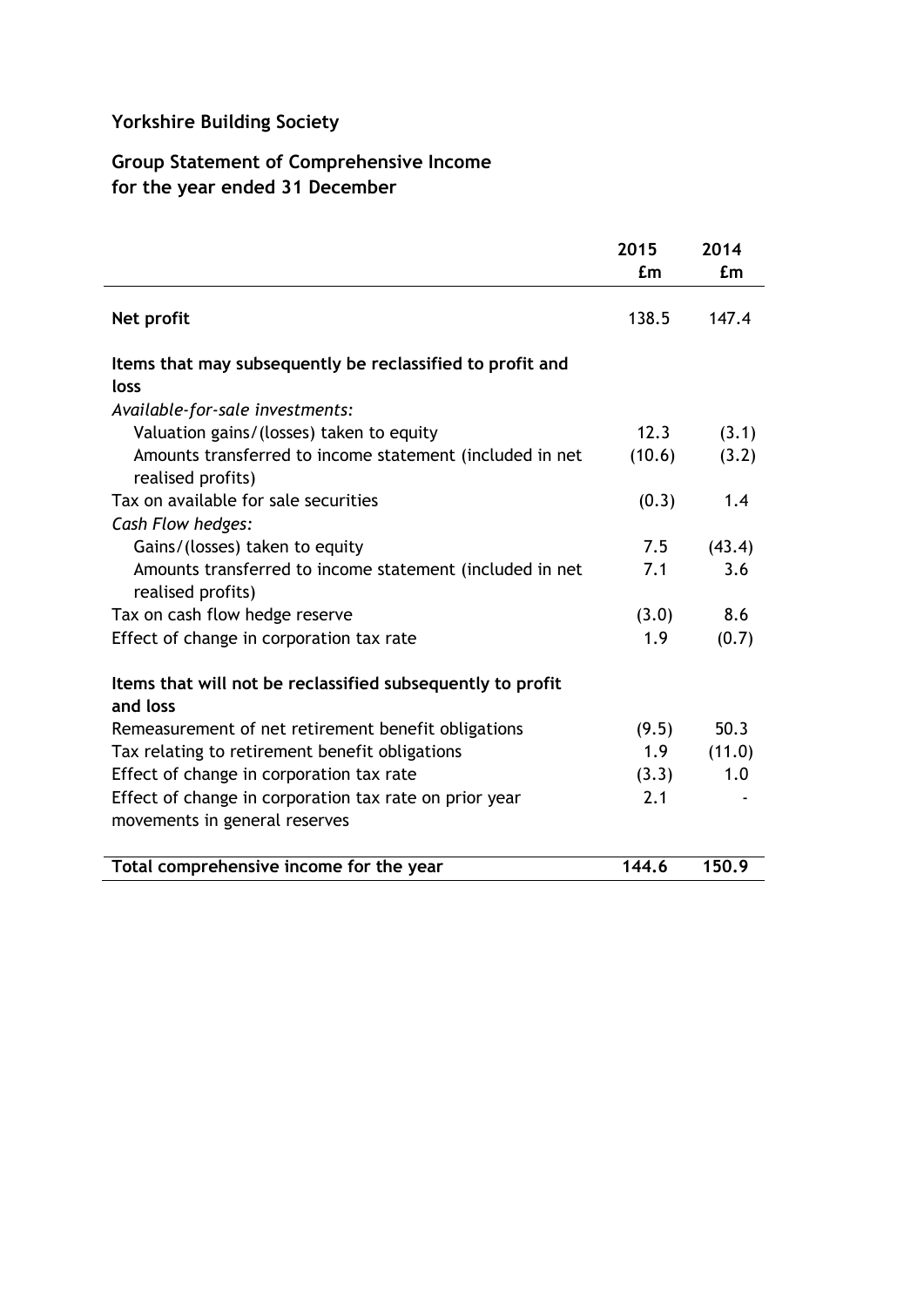# Yorkshire Building Society

## Group Statement of Comprehensive Income for the year ended 31 December

| | 2015 £m | 2014 £m |
|---|---|---|
| **Net profit** | 138.5 | 147.4 |
| **Items that may subsequently be reclassified to profit and loss** | | |
| *Available-for-sale investments:* | | |
| Valuation gains/(losses) taken to equity | 12.3 | (3.1) |
| Amounts transferred to income statement (included in net realised profits) | (10.6) | (3.2) |
| Tax on available for sale securities | (0.3) | 1.4 |
| *Cash Flow hedges:* | | |
| Gains/(losses) taken to equity | 7.5 | (43.4) |
| Amounts transferred to income statement (included in net realised profits) | 7.1 | 3.6 |
| Tax on cash flow hedge reserve | (3.0) | 8.6 |
| Effect of change in corporation tax rate | 1.9 | (0.7) |
| **Items that will not be reclassified subsequently to profit and loss** | | |
| Remeasurement of net retirement benefit obligations | (9.5) | 50.3 |
| Tax relating to retirement benefit obligations | 1.9 | (11.0) |
| Effect of change in corporation tax rate | (3.3) | 1.0 |
| Effect of change in corporation tax rate on prior year movements in general reserves | 2.1 | - |
| **Total comprehensive income for the year** | **144.6** | **150.9** |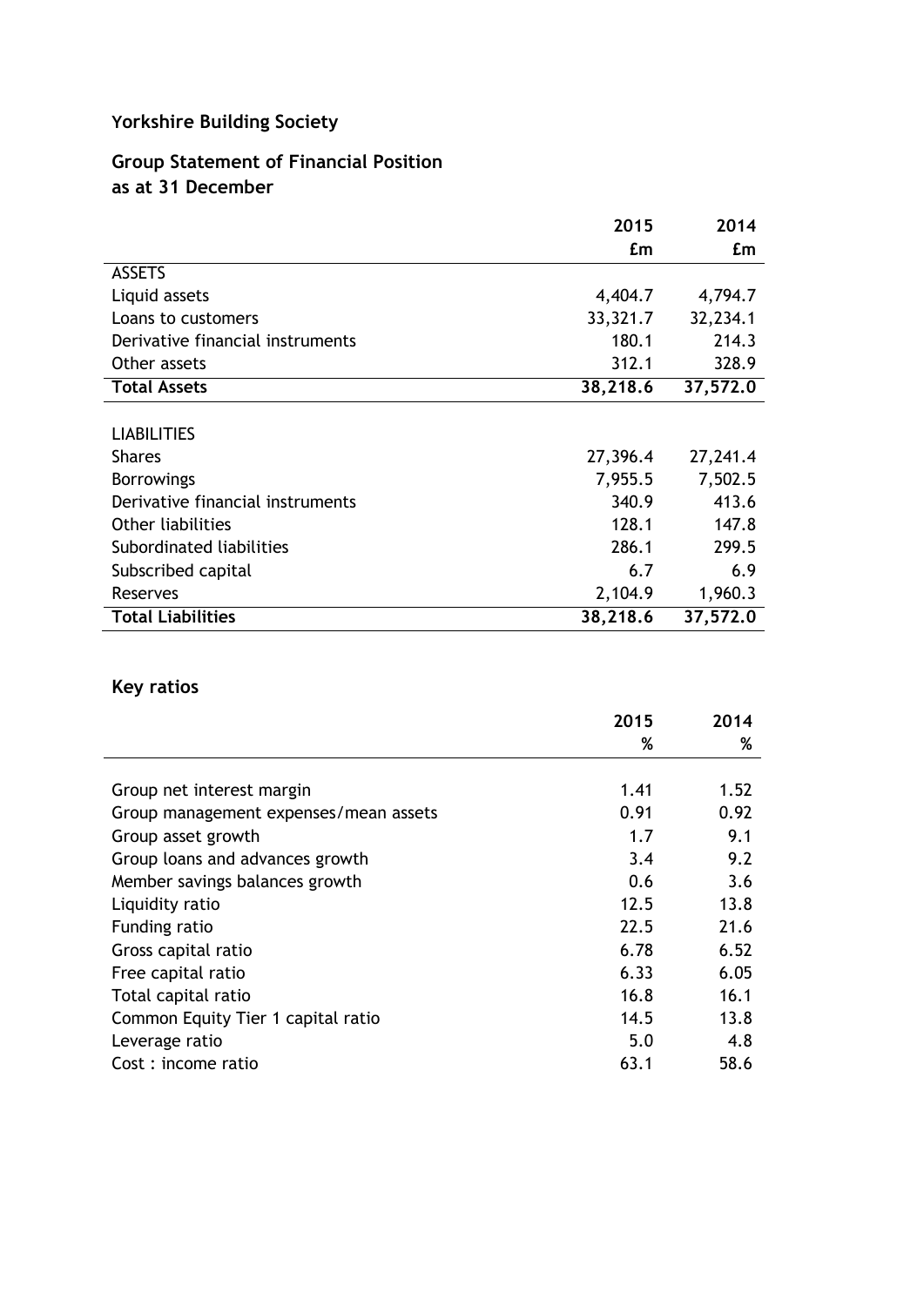**Yorkshire Building Society**

## Group Statement of Financial Position
### as at 31 December

| | 2015 £m | 2014 £m |
|---|---|---|
| ASSETS | | |
| Liquid assets | 4,404.7 | 4,794.7 |
| Loans to customers | 33,321.7 | 32,234.1 |
| Derivative financial instruments | 180.1 | 214.3 |
| Other assets | 312.1 | 328.9 |
| **Total Assets** | **38,218.6** | **37,572.0** |
| | | |
| LIABILITIES | | |
| Shares | 27,396.4 | 27,241.4 |
| Borrowings | 7,955.5 | 7,502.5 |
| Derivative financial instruments | 340.9 | 413.6 |
| Other liabilities | 128.1 | 147.8 |
| Subordinated liabilities | 286.1 | 299.5 |
| Subscribed capital | 6.7 | 6.9 |
| Reserves | 2,104.9 | 1,960.3 |
| **Total Liabilities** | **38,218.6** | **37,572.0** |

## Key ratios

| | 2015 % | 2014 % |
|---|---|---|
| Group net interest margin | 1.41 | 1.52 |
| Group management expenses/mean assets | 0.91 | 0.92 |
| Group asset growth | 1.7 | 9.1 |
| Group loans and advances growth | 3.4 | 9.2 |
| Member savings balances growth | 0.6 | 3.6 |
| Liquidity ratio | 12.5 | 13.8 |
| Funding ratio | 22.5 | 21.6 |
| Gross capital ratio | 6.78 | 6.52 |
| Free capital ratio | 6.33 | 6.05 |
| Total capital ratio | 16.8 | 16.1 |
| Common Equity Tier 1 capital ratio | 14.5 | 13.8 |
| Leverage ratio | 5.0 | 4.8 |
| Cost : income ratio | 63.1 | 58.6 |